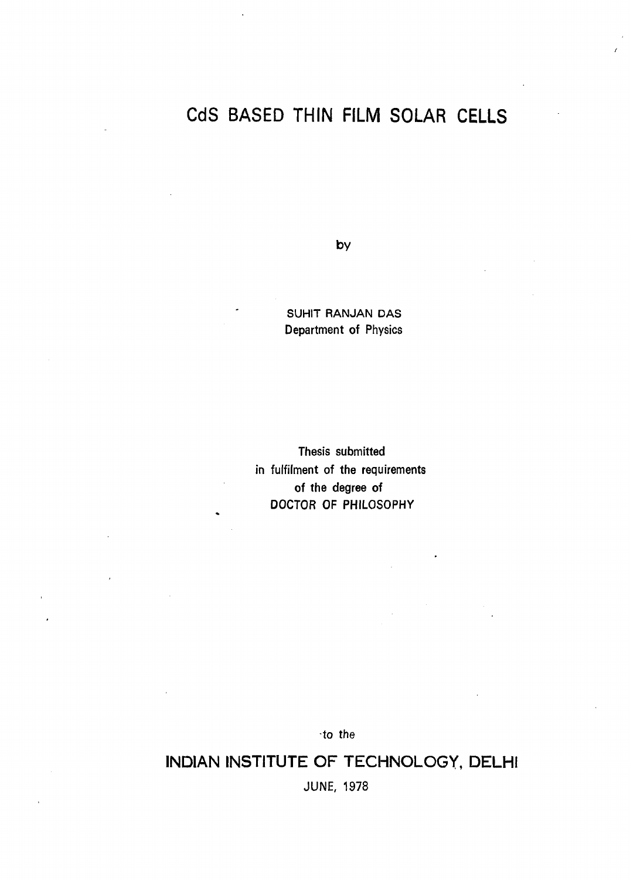# CdS BASED THIN FILM SOLAR CELLS

by

SUHIT RANJAN DAS
Department of Physics

Thesis submitted
in fulfilment of the requirements
of the degree of
DOCTOR OF PHILOSOPHY

to the

## INDIAN INSTITUTE OF TECHNOLOGY, DELHI

JUNE, 1978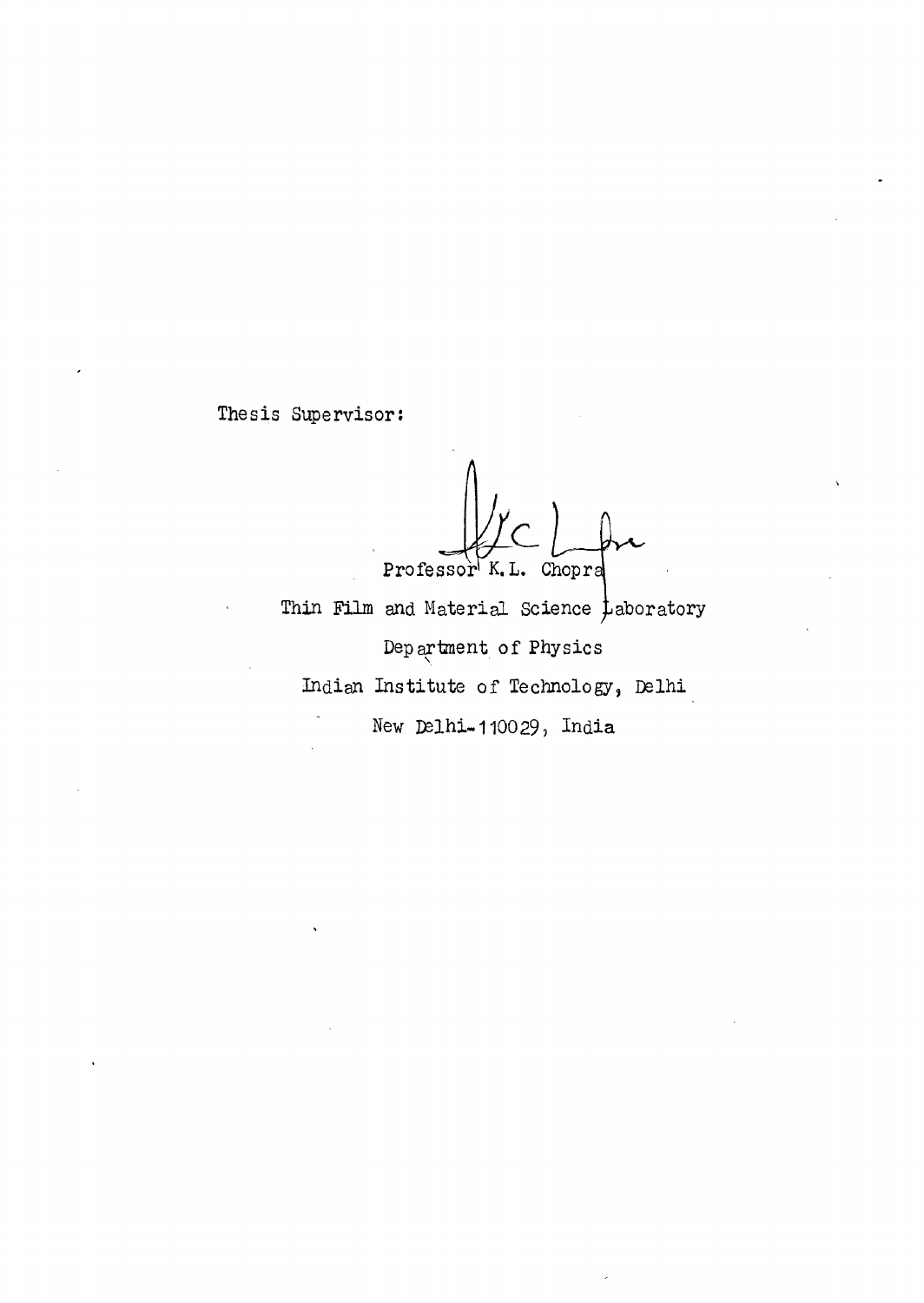Thesis Supervisor:

Professor K.L. Chopra

Thin Film and Material Science Laboratory

Department of Physics

Indian Institute of Technology, Delhi

New Delhi-110029, India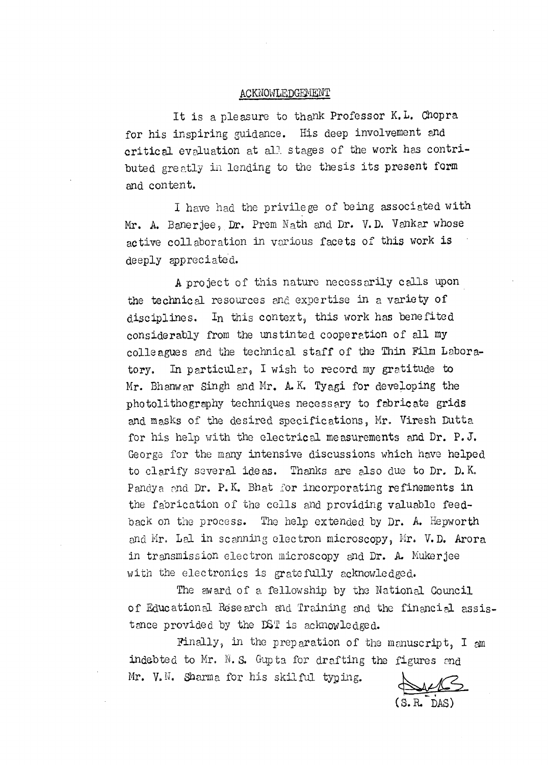## ACKNOWLEDGEMENT

It is a pleasure to thank Professor K.L. Chopra for his inspiring guidance. His deep involvement and critical evaluation at all stages of the work has contributed greatly in lending to the thesis its present form and content.

I have had the privilege of being associated with Mr. A. Banerjee, Dr. Prem Nath and Dr. V.D. Vankar whose active collaboration in various facets of this work is deeply appreciated.

A project of this nature necessarily calls upon the technical resources and expertise in a variety of disciplines. In this context, this work has benefited considerably from the unstinted cooperation of all my colleagues and the technical staff of the Thin Film Laboratory. In particular, I wish to record my gratitude to Mr. Bhanwar Singh and Mr. A.K. Tyagi for developing the photolithography techniques necessary to fabricate grids and masks of the desired specifications, Mr. Viresh Dutta for his help with the electrical measurements and Dr. P.J. George for the many intensive discussions which have helped to clarify several ideas. Thanks are also due to Dr. D.K. Pandya and Dr. P.K. Bhat for incorporating refinements in the fabrication of the cells and providing valuable feedback on the process. The help extended by Dr. A. Hepworth and Mr. Lal in scanning electron microscopy, Mr. V.D. Arora in transmission electron microscopy and Dr. A. Mukerjee with the electronics is gratefully acknowledged.

The award of a fellowship by the National Council of Educational Research and Training and the financial assistance provided by the DST is acknowledged.

Finally, in the preparation of the manuscript, I am indebted to Mr. N.S. Gupta for drafting the figures and Mr. V.N. Sharma for his skilful typing.

(S.R. DAS)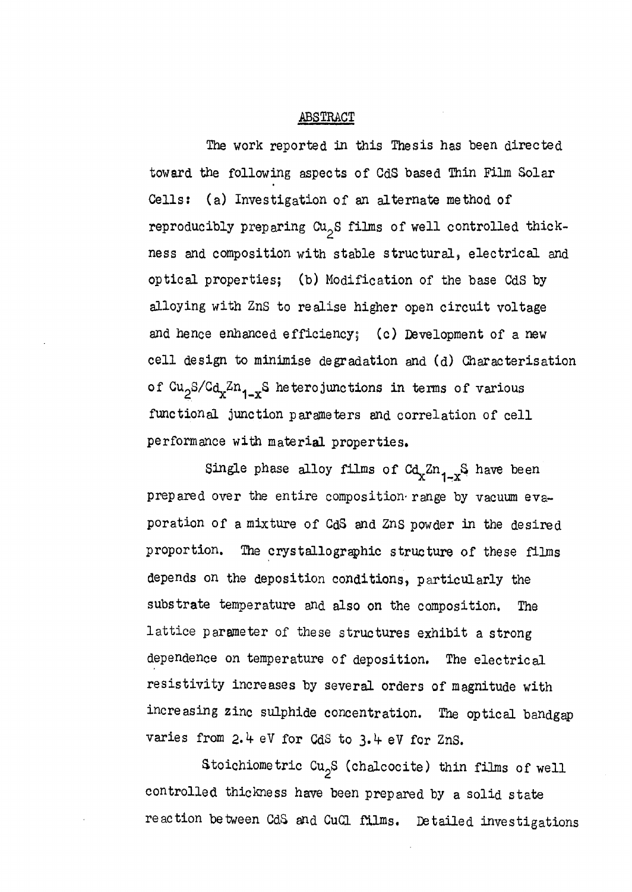## ABSTRACT

The work reported in this Thesis has been directed toward the following aspects of CdS based Thin Film Solar Cells: (a) Investigation of an alternate method of reproducibly preparing $Cu_2S$ films of well controlled thickness and composition with stable structural, electrical and optical properties; (b) Modification of the base CdS by alloying with ZnS to realise higher open circuit voltage and hence enhanced efficiency; (c) Development of a new cell design to minimise degradation and (d) Characterisation of $Cu_2S/Cd_xZn_{1-x}S$ heterojunctions in terms of various functional junction parameters and correlation of cell performance with material properties.

Single phase alloy films of $Cd_xZn_{1-x}S$ have been prepared over the entire composition range by vacuum evaporation of a mixture of CdS and ZnS powder in the desired proportion. The crystallographic structure of these films depends on the deposition conditions, particularly the substrate temperature and also on the composition. The lattice parameter of these structures exhibit a strong dependence on temperature of deposition. The electrical resistivity increases by several orders of magnitude with increasing zinc sulphide concentration. The optical bandgap varies from 2.4 eV for CdS to 3.4 eV for ZnS.

Stoichiometric $Cu_2S$ (chalcocite) thin films of well controlled thickness have been prepared by a solid state reaction between CdS and CuCl films. Detailed investigations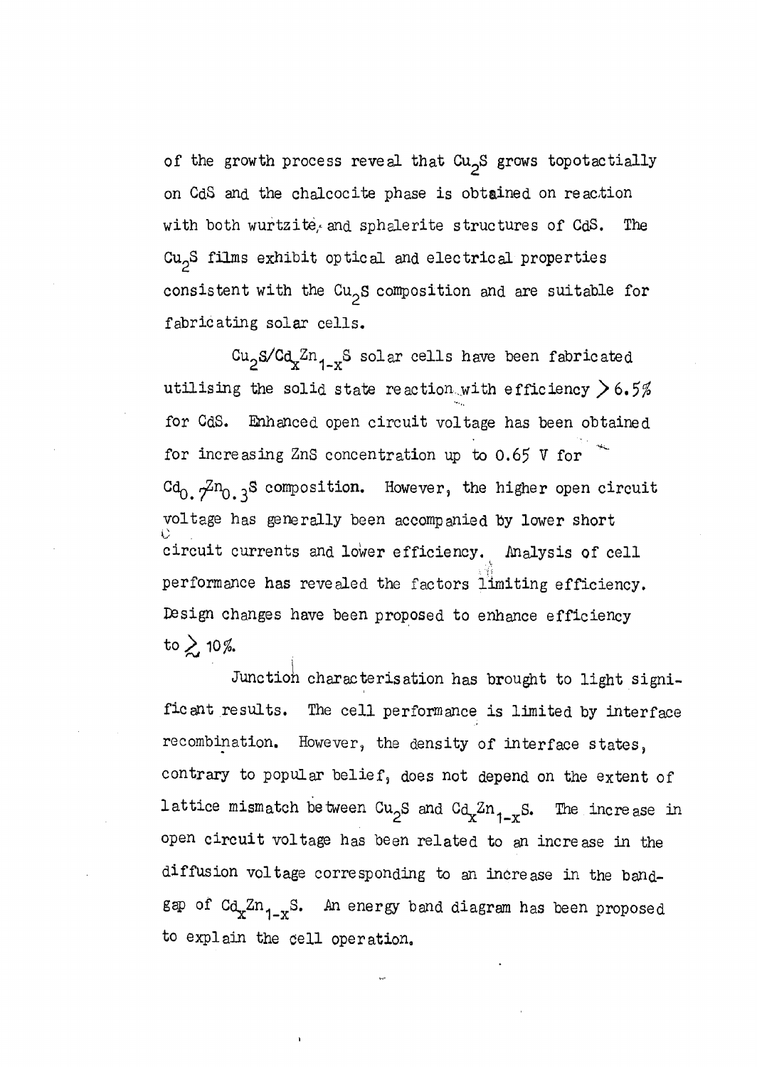of the growth process reveal that $Cu_2S$ grows topotactially on CdS and the chalcocite phase is obtained on reaction with both wurtzite and sphalerite structures of CdS. The $Cu_2S$ films exhibit optical and electrical properties consistent with the $Cu_2S$ composition and are suitable for fabricating solar cells.

$Cu_2S/Cd_xZn_{1-x}S$ solar cells have been fabricated utilising the solid state reaction with efficiency $> 6.5\%$ for CdS. Enhanced open circuit voltage has been obtained for increasing ZnS concentration up to 0.65 V for $Cd_{0.7}Zn_{0.3}S$ composition. However, the higher open circuit voltage has generally been accompanied by lower short circuit currents and lower efficiency. Analysis of cell performance has revealed the factors limiting efficiency. Design changes have been proposed to enhance efficiency to $\gtrsim 10\%$.

Junction characterisation has brought to light significant results. The cell performance is limited by interface recombination. However, the density of interface states, contrary to popular belief, does not depend on the extent of lattice mismatch between $Cu_2S$ and $Cd_xZn_{1-x}S$. The increase in open circuit voltage has been related to an increase in the diffusion voltage corresponding to an increase in the bandgap of $Cd_xZn_{1-x}S$. An energy band diagram has been proposed to explain the cell operation.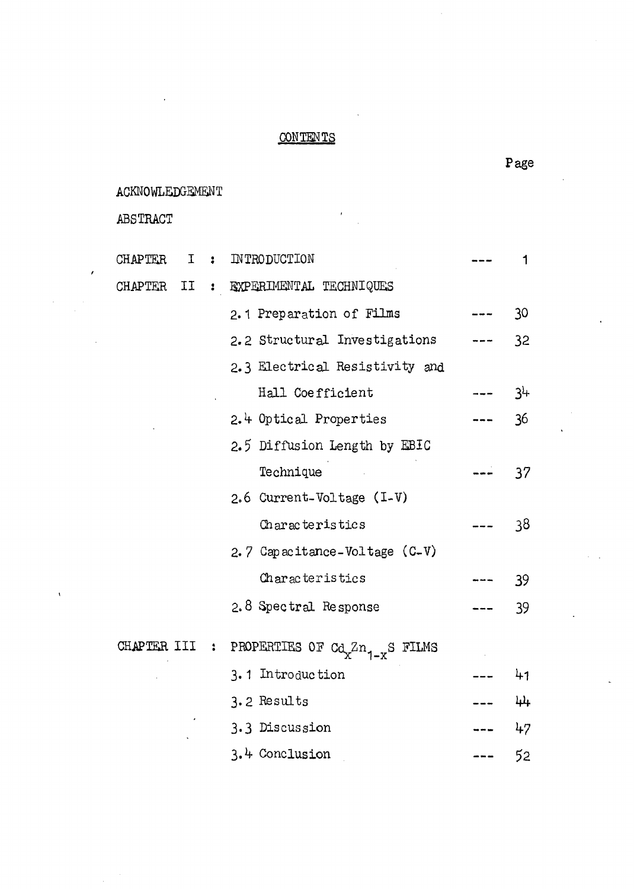# CONTENTS

| | | Page |
|---|---|---|
| ACKNOWLEDGEMENT | | |
| ABSTRACT | | |
| CHAPTER I : | INTRODUCTION | 1 |
| CHAPTER II : | EXPERIMENTAL TECHNIQUES | |
| | 2.1 Preparation of Films | 30 |
| | 2.2 Structural Investigations | 32 |
| | 2.3 Electrical Resistivity and Hall Coefficient | 34 |
| | 2.4 Optical Properties | 36 |
| | 2.5 Diffusion Length by EBIC Technique | 37 |
| | 2.6 Current-Voltage (I-V) Characteristics | 38 |
| | 2.7 Capacitance-Voltage (C-V) Characteristics | 39 |
| | 2.8 Spectral Response | 39 |
| CHAPTER III : | PROPERTIES OF $Cd_xZn_{1-x}S$ FILMS | |
| | 3.1 Introduction | 41 |
| | 3.2 Results | 44 |
| | 3.3 Discussion | 47 |
| | 3.4 Conclusion | 52 |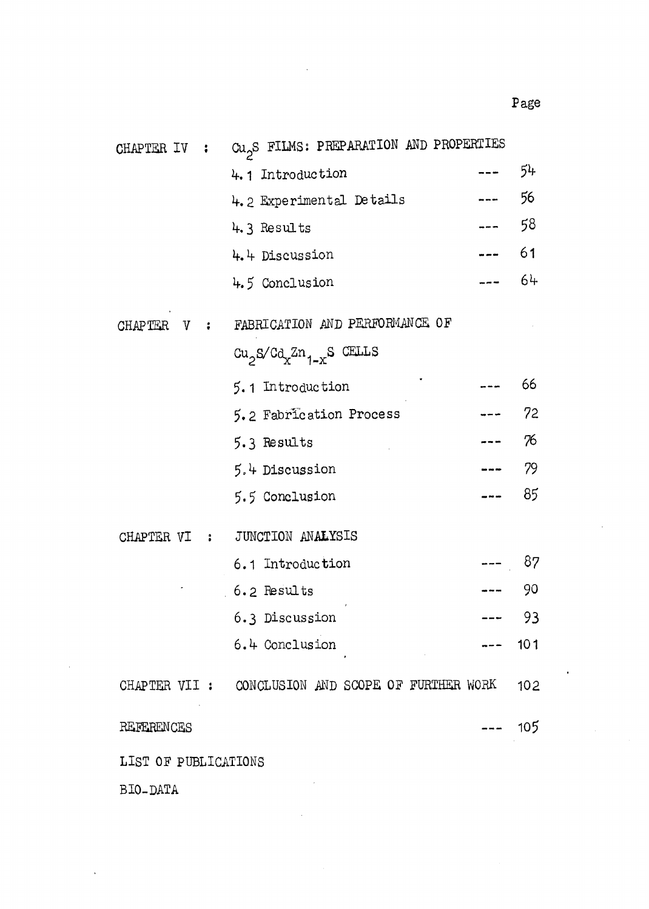| | | | Page |
|---|---|---|---|
| CHAPTER IV : | $Cu_2S$ FILMS: PREPARATION AND PROPERTIES | | |
| | 4.1 Introduction | --- | 54 |
| | 4.2 Experimental Details | --- | 56 |
| | 4.3 Results | --- | 58 |
| | 4.4 Discussion | --- | 61 |
| | 4.5 Conclusion | --- | 64 |
| CHAPTER V : | FABRICATION AND PERFORMANCE OF $Cu_2S/Cd_xZn_{1-x}S$ CELLS | | |
| | 5.1 Introduction | --- | 66 |
| | 5.2 Fabrication Process | --- | 72 |
| | 5.3 Results | --- | 76 |
| | 5.4 Discussion | --- | 79 |
| | 5.5 Conclusion | --- | 85 |
| CHAPTER VI : | JUNCTION ANALYSIS | | |
| | 6.1 Introduction | --- | 87 |
| | 6.2 Results | --- | 90 |
| | 6.3 Discussion | --- | 93 |
| | 6.4 Conclusion | --- | 101 |
| CHAPTER VII : | CONCLUSION AND SCOPE OF FURTHER WORK | | 102 |
| REFERENCES | | --- | 105 |
| LIST OF PUBLICATIONS | | | |
| BIO-DATA | | | |